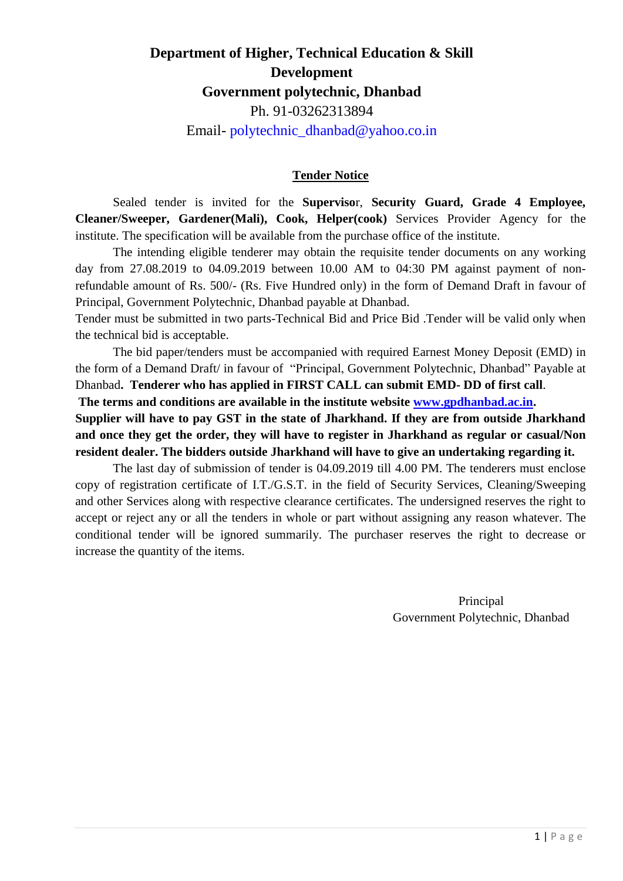# Department of Higher, Technical Education & Skill Development

## Government polytechnic, Dhanbad

Ph. 91-03262313894

Email- polytechnic_dhanbad@yahoo.co.in

### Tender Notice

Sealed tender is invited for the **Supervisor**, **Security Guard, Grade 4 Employee, Cleaner/Sweeper, Gardener(Mali), Cook, Helper(cook)** Services Provider Agency for the institute. The specification will be available from the purchase office of the institute.

The intending eligible tenderer may obtain the requisite tender documents on any working day from 27.08.2019 to 04.09.2019 between 10.00 AM to 04:30 PM against payment of non-refundable amount of Rs. 500/- (Rs. Five Hundred only) in the form of Demand Draft in favour of Principal, Government Polytechnic, Dhanbad payable at Dhanbad.

Tender must be submitted in two parts-Technical Bid and Price Bid .Tender will be valid only when the technical bid is acceptable.

The bid paper/tenders must be accompanied with required Earnest Money Deposit (EMD) in the form of a Demand Draft/ in favour of "Principal, Government Polytechnic, Dhanbad" Payable at Dhanbad**. Tenderer who has applied in FIRST CALL can submit EMD- DD of first call**.

**The terms and conditions are available in the institute website [www.gpdhanbad.ac.in](www.gpdhanbad.ac.in).**

**Supplier will have to pay GST in the state of Jharkhand. If they are from outside Jharkhand and once they get the order, they will have to register in Jharkhand as regular or casual/Non resident dealer. The bidders outside Jharkhand will have to give an undertaking regarding it.**

The last day of submission of tender is 04.09.2019 till 4.00 PM. The tenderers must enclose copy of registration certificate of I.T./G.S.T. in the field of Security Services, Cleaning/Sweeping and other Services along with respective clearance certificates. The undersigned reserves the right to accept or reject any or all the tenders in whole or part without assigning any reason whatever. The conditional tender will be ignored summarily. The purchaser reserves the right to decrease or increase the quantity of the items.

Principal

Government Polytechnic, Dhanbad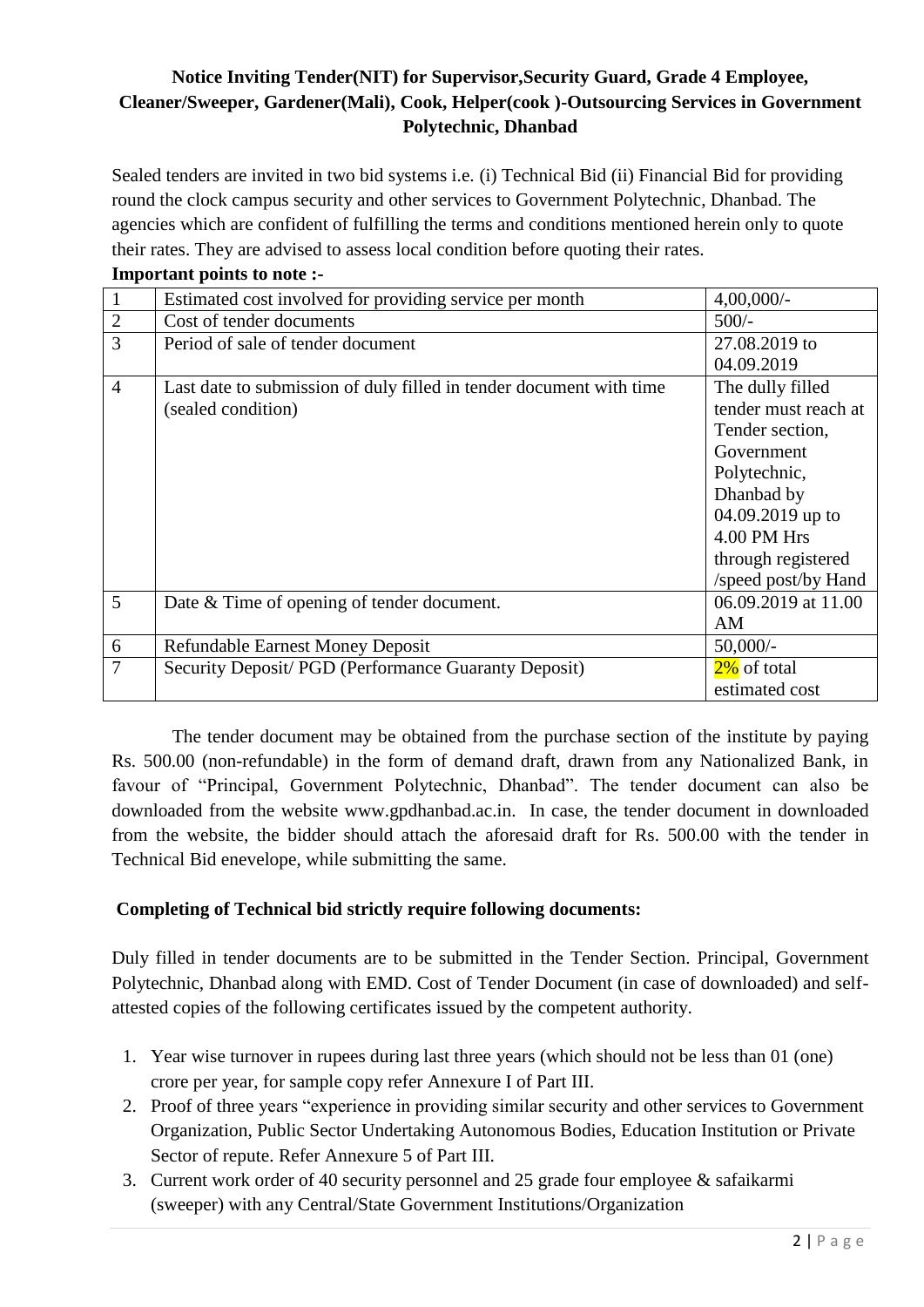**Notice Inviting Tender(NIT) for Supervisor,Security Guard, Grade 4 Employee, Cleaner/Sweeper, Gardener(Mali), Cook, Helper(cook )-Outsourcing Services in Government Polytechnic, Dhanbad**

Sealed tenders are invited in two bid systems i.e. (i) Technical Bid (ii) Financial Bid for providing round the clock campus security and other services to Government Polytechnic, Dhanbad. The agencies which are confident of fulfilling the terms and conditions mentioned herein only to quote their rates. They are advised to assess local condition before quoting their rates.

**Important points to note :-**

| | | |
|---|---|---|
| 1 | Estimated cost involved for providing service per month | 4,00,000/- |
| 2 | Cost of tender documents | 500/- |
| 3 | Period of sale of tender document | 27.08.2019 to 04.09.2019 |
| 4 | Last date to submission of duly filled in tender document with time (sealed condition) | The dully filled tender must reach at Tender section, Government Polytechnic, Dhanbad by 04.09.2019 up to 4.00 PM Hrs through registered /speed post/by Hand |
| 5 | Date & Time of opening of tender document. | 06.09.2019 at 11.00 AM |
| 6 | Refundable Earnest Money Deposit | 50,000/- |
| 7 | Security Deposit/ PGD (Performance Guaranty Deposit) | 2% of total estimated cost |

The tender document may be obtained from the purchase section of the institute by paying Rs. 500.00 (non-refundable) in the form of demand draft, drawn from any Nationalized Bank, in favour of "Principal, Government Polytechnic, Dhanbad". The tender document can also be downloaded from the website www.gpdhanbad.ac.in. In case, the tender document in downloaded from the website, the bidder should attach the aforesaid draft for Rs. 500.00 with the tender in Technical Bid enevelope, while submitting the same.

**Completing of Technical bid strictly require following documents:**

Duly filled in tender documents are to be submitted in the Tender Section. Principal, Government Polytechnic, Dhanbad along with EMD. Cost of Tender Document (in case of downloaded) and self-attested copies of the following certificates issued by the competent authority.

1. Year wise turnover in rupees during last three years (which should not be less than 01 (one) crore per year, for sample copy refer Annexure I of Part III.
2. Proof of three years "experience in providing similar security and other services to Government Organization, Public Sector Undertaking Autonomous Bodies, Education Institution or Private Sector of repute. Refer Annexure 5 of Part III.
3. Current work order of 40 security personnel and 25 grade four employee & safaikarmi (sweeper) with any Central/State Government Institutions/Organization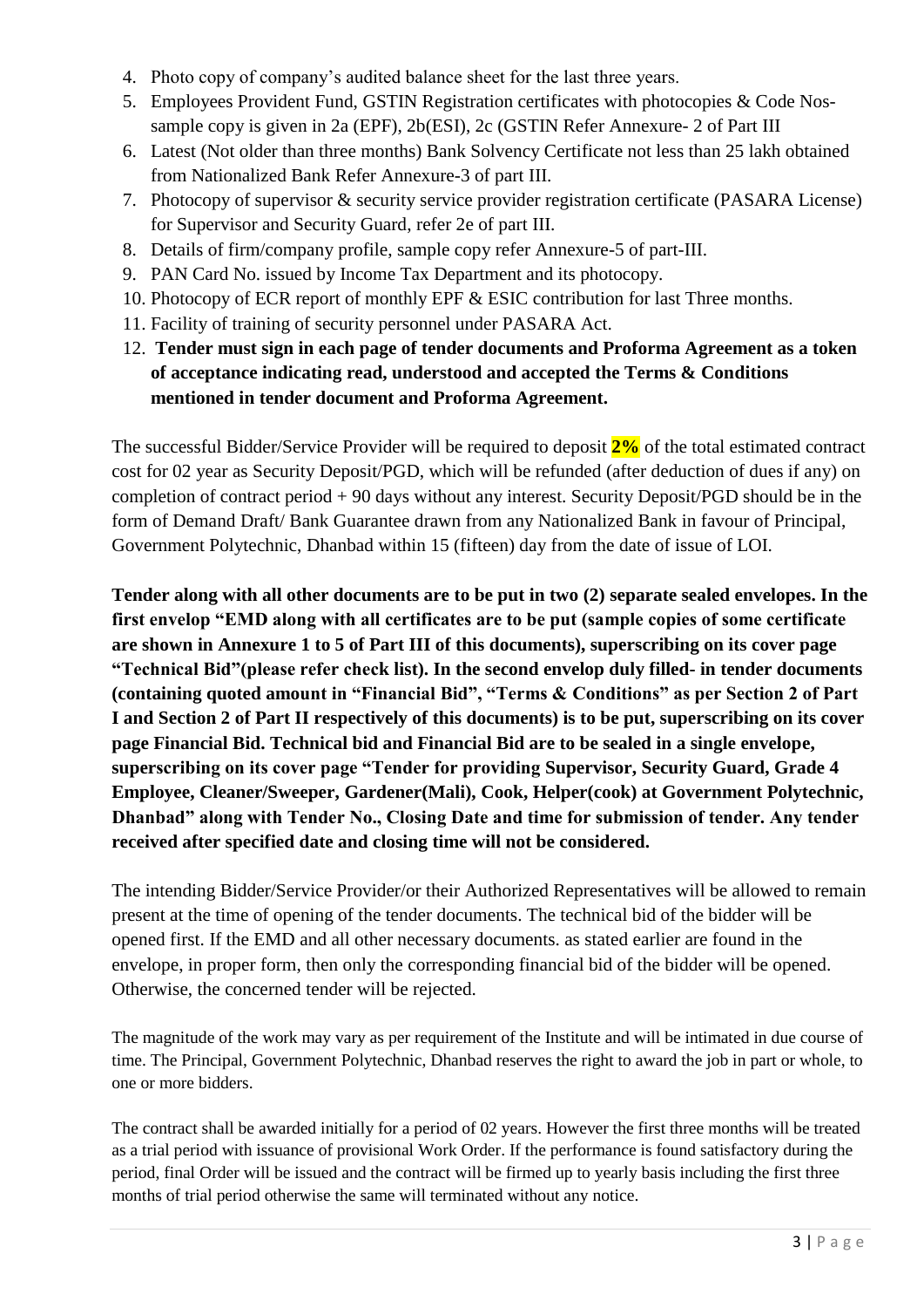4. Photo copy of company's audited balance sheet for the last three years.
5. Employees Provident Fund, GSTIN Registration certificates with photocopies & Code Nos- sample copy is given in 2a (EPF), 2b(ESI), 2c (GSTIN Refer Annexure- 2 of Part III
6. Latest (Not older than three months) Bank Solvency Certificate not less than 25 lakh obtained from Nationalized Bank Refer Annexure-3 of part III.
7. Photocopy of supervisor & security service provider registration certificate (PASARA License) for Supervisor and Security Guard, refer 2e of part III.
8. Details of firm/company profile, sample copy refer Annexure-5 of part-III.
9. PAN Card No. issued by Income Tax Department and its photocopy.
10. Photocopy of ECR report of monthly EPF & ESIC contribution for last Three months.
11. Facility of training of security personnel under PASARA Act.
12. **Tender must sign in each page of tender documents and Proforma Agreement as a token of acceptance indicating read, understood and accepted the Terms & Conditions mentioned in tender document and Proforma Agreement.**

The successful Bidder/Service Provider will be required to deposit **2%** of the total estimated contract cost for 02 year as Security Deposit/PGD, which will be refunded (after deduction of dues if any) on completion of contract period + 90 days without any interest. Security Deposit/PGD should be in the form of Demand Draft/ Bank Guarantee drawn from any Nationalized Bank in favour of Principal, Government Polytechnic, Dhanbad within 15 (fifteen) day from the date of issue of LOI.

**Tender along with all other documents are to be put in two (2) separate sealed envelopes. In the first envelop "EMD along with all certificates are to be put (sample copies of some certificate are shown in Annexure 1 to 5 of Part III of this documents), superscribing on its cover page "Technical Bid"(please refer check list). In the second envelop duly filled- in tender documents (containing quoted amount in "Financial Bid", "Terms & Conditions" as per Section 2 of Part I and Section 2 of Part II respectively of this documents) is to be put, superscribing on its cover page Financial Bid. Technical bid and Financial Bid are to be sealed in a single envelope, superscribing on its cover page "Tender for providing Supervisor, Security Guard, Grade 4 Employee, Cleaner/Sweeper, Gardener(Mali), Cook, Helper(cook) at Government Polytechnic, Dhanbad" along with Tender No., Closing Date and time for submission of tender. Any tender received after specified date and closing time will not be considered.**

The intending Bidder/Service Provider/or their Authorized Representatives will be allowed to remain present at the time of opening of the tender documents. The technical bid of the bidder will be opened first. If the EMD and all other necessary documents. as stated earlier are found in the envelope, in proper form, then only the corresponding financial bid of the bidder will be opened. Otherwise, the concerned tender will be rejected.

The magnitude of the work may vary as per requirement of the Institute and will be intimated in due course of time. The Principal, Government Polytechnic, Dhanbad reserves the right to award the job in part or whole, to one or more bidders.

The contract shall be awarded initially for a period of 02 years. However the first three months will be treated as a trial period with issuance of provisional Work Order. If the performance is found satisfactory during the period, final Order will be issued and the contract will be firmed up to yearly basis including the first three months of trial period otherwise the same will terminated without any notice.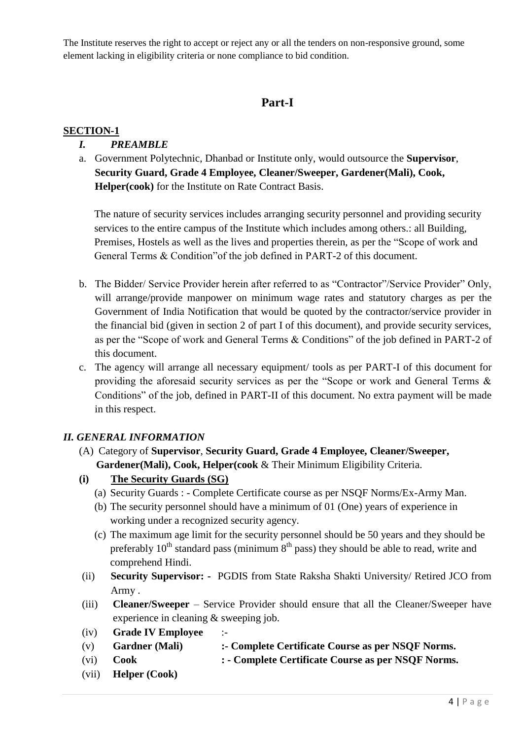The Institute reserves the right to accept or reject any or all the tenders on non-responsive ground, some element lacking in eligibility criteria or none compliance to bid condition.

## Part-I

### SECTION-1

#### *I. PREAMBLE*

a. Government Polytechnic, Dhanbad or Institute only, would outsource the **Supervisor**, **Security Guard, Grade 4 Employee, Cleaner/Sweeper, Gardener(Mali), Cook, Helper(cook)** for the Institute on Rate Contract Basis.

   The nature of security services includes arranging security personnel and providing security services to the entire campus of the Institute which includes among others.: all Building, Premises, Hostels as well as the lives and properties therein, as per the "Scope of work and General Terms & Condition"of the job defined in PART-2 of this document.

b. The Bidder/ Service Provider herein after referred to as "Contractor"/Service Provider" Only, will arrange/provide manpower on minimum wage rates and statutory charges as per the Government of India Notification that would be quoted by the contractor/service provider in the financial bid (given in section 2 of part I of this document), and provide security services, as per the "Scope of work and General Terms & Conditions" of the job defined in PART-2 of this document.

c. The agency will arrange all necessary equipment/ tools as per PART-I of this document for providing the aforesaid security services as per the "Scope or work and General Terms & Conditions" of the job, defined in PART-II of this document. No extra payment will be made in this respect.

#### *II. GENERAL INFORMATION*

(A) Category of **Supervisor**, **Security Guard, Grade 4 Employee, Cleaner/Sweeper, Gardener(Mali), Cook, Helper(cook** & Their Minimum Eligibility Criteria.

**(i) The Security Guards (SG)**

(a) Security Guards : - Complete Certificate course as per NSQF Norms/Ex-Army Man.

(b) The security personnel should have a minimum of 01 (One) years of experience in working under a recognized security agency.

(c) The maximum age limit for the security personnel should be 50 years and they should be preferably 10th standard pass (minimum 8th pass) they should be able to read, write and comprehend Hindi.

(ii) **Security Supervisor: -** PGDIS from State Raksha Shakti University/ Retired JCO from Army .

(iii) **Cleaner/Sweeper** – Service Provider should ensure that all the Cleaner/Sweeper have experience in cleaning & sweeping job.

(iv) **Grade IV Employee** :-

(v) **Gardner (Mali)** **:- Complete Certificate Course as per NSQF Norms.**

(vi) **Cook** **: - Complete Certificate Course as per NSQF Norms.**

(vii) **Helper (Cook)**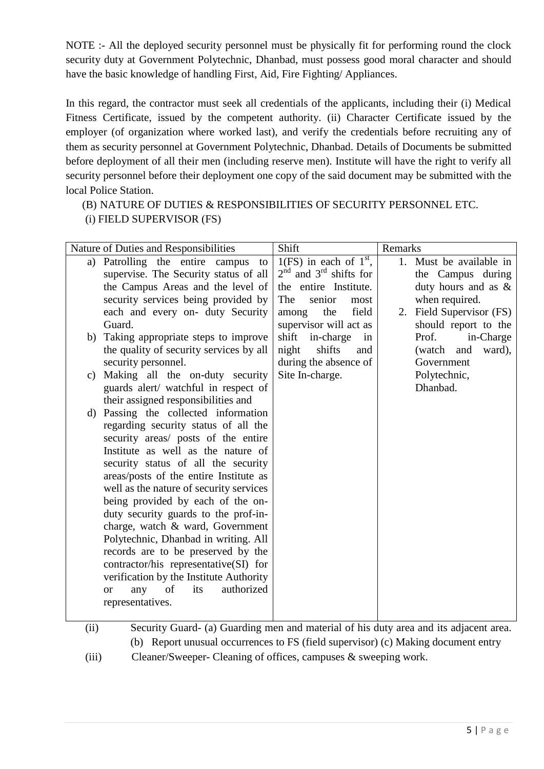NOTE :- All the deployed security personnel must be physically fit for performing round the clock security duty at Government Polytechnic, Dhanbad, must possess good moral character and should have the basic knowledge of handling First, Aid, Fire Fighting/ Appliances.

In this regard, the contractor must seek all credentials of the applicants, including their (i) Medical Fitness Certificate, issued by the competent authority. (ii) Character Certificate issued by the employer (of organization where worked last), and verify the credentials before recruiting any of them as security personnel at Government Polytechnic, Dhanbad. Details of Documents be submitted before deployment of all their men (including reserve men). Institute will have the right to verify all security personnel before their deployment one copy of the said document may be submitted with the local Police Station.

(B) NATURE OF DUTIES & RESPONSIBILITIES OF SECURITY PERSONNEL ETC.

(i) FIELD SUPERVISOR (FS)

| Nature of Duties and Responsibilities | Shift | Remarks |
|---|---|---|
| a) Patrolling the entire campus to supervise. The Security status of all the Campus Areas and the level of security services being provided by each and every on- duty Security Guard.<br>b) Taking appropriate steps to improve the quality of security services by all security personnel.<br>c) Making all the on-duty security guards alert/ watchful in respect of their assigned responsibilities and<br>d) Passing the collected information regarding security status of all the security areas/ posts of the entire Institute as well as the nature of security status of all the security areas/posts of the entire Institute as well as the nature of security services being provided by each of the on-duty security guards to the prof-in-charge, watch & ward, Government Polytechnic, Dhanbad in writing. All records are to be preserved by the contractor/his representative(SI) for verification by the Institute Authority or any of its authorized representatives. | 1(FS) in each of 1st, 2nd and 3rd shifts for the entire Institute. The senior most among the field supervisor will act as shift in-charge in night shifts and during the absence of Site In-charge. | 1. Must be available in the Campus during duty hours and as & when required.<br>2. Field Supervisor (FS) should report to the Prof. in-Charge (watch and ward), Government Polytechnic, Dhanbad. |

(ii) Security Guard- (a) Guarding men and material of his duty area and its adjacent area. (b) Report unusual occurrences to FS (field supervisor) (c) Making document entry

(iii) Cleaner/Sweeper- Cleaning of offices, campuses & sweeping work.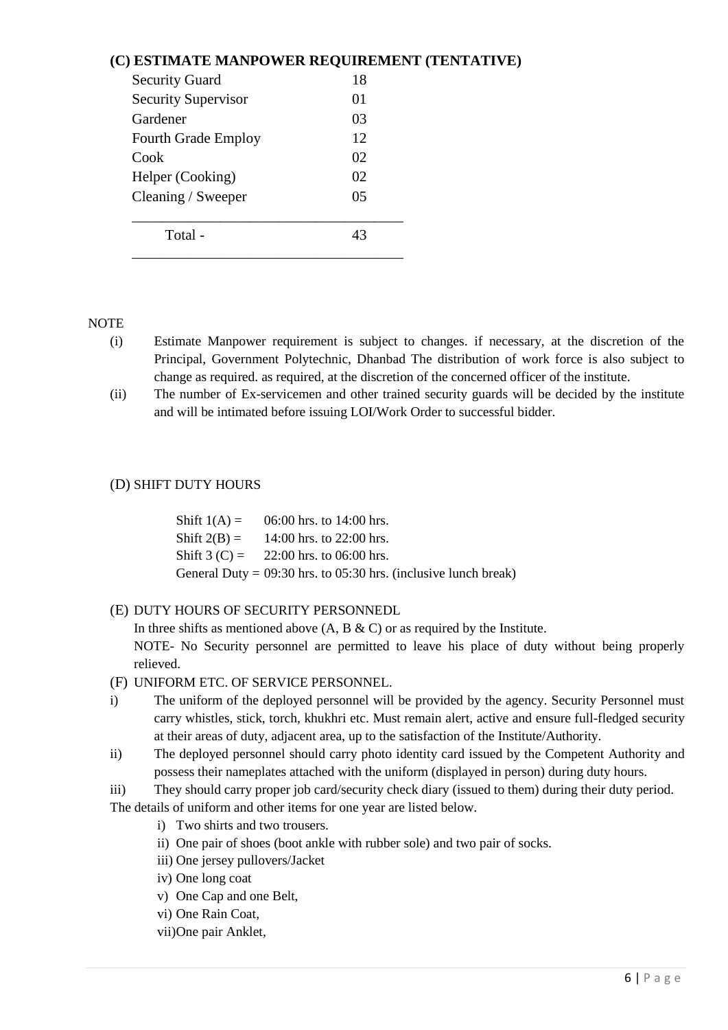### (C) ESTIMATE MANPOWER REQUIREMENT (TENTATIVE)

| | |
|---|---|
| Security Guard | 18 |
| Security Supervisor | 01 |
| Gardener | 03 |
| Fourth Grade Employ | 12 |
| Cook | 02 |
| Helper (Cooking) | 02 |
| Cleaning / Sweeper | 05 |
| Total - | 43 |

NOTE

(i) Estimate Manpower requirement is subject to changes. if necessary, at the discretion of the Principal, Government Polytechnic, Dhanbad The distribution of work force is also subject to change as required. as required, at the discretion of the concerned officer of the institute.

(ii) The number of Ex-servicemen and other trained security guards will be decided by the institute and will be intimated before issuing LOI/Work Order to successful bidder.

(D) SHIFT DUTY HOURS

Shift 1(A) = 06:00 hrs. to 14:00 hrs.
Shift 2(B) = 14:00 hrs. to 22:00 hrs.
Shift 3 (C) = 22:00 hrs. to 06:00 hrs.
General Duty = 09:30 hrs. to 05:30 hrs. (inclusive lunch break)

(E) DUTY HOURS OF SECURITY PERSONNEDL

In three shifts as mentioned above (A, B & C) or as required by the Institute.

NOTE- No Security personnel are permitted to leave his place of duty without being properly relieved.

(F) UNIFORM ETC. OF SERVICE PERSONNEL.

i) The uniform of the deployed personnel will be provided by the agency. Security Personnel must carry whistles, stick, torch, khukhri etc. Must remain alert, active and ensure full-fledged security at their areas of duty, adjacent area, up to the satisfaction of the Institute/Authority.

ii) The deployed personnel should carry photo identity card issued by the Competent Authority and possess their nameplates attached with the uniform (displayed in person) during duty hours.

iii) They should carry proper job card/security check diary (issued to them) during their duty period.

The details of uniform and other items for one year are listed below.

i) Two shirts and two trousers.
ii) One pair of shoes (boot ankle with rubber sole) and two pair of socks.
iii) One jersey pullovers/Jacket
iv) One long coat
v) One Cap and one Belt,
vi) One Rain Coat,
vii) One pair Anklet,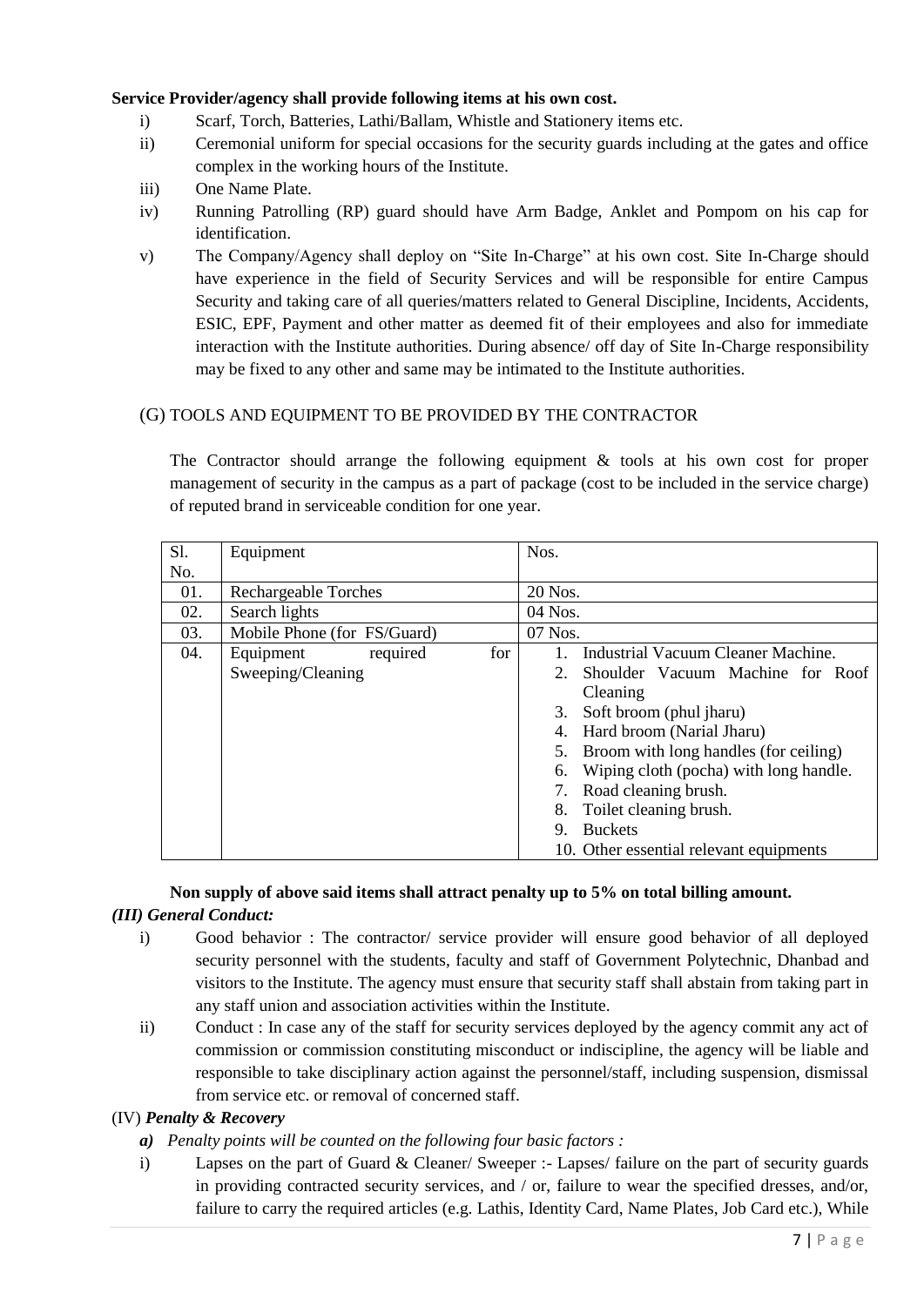**Service Provider/agency shall provide following items at his own cost.**

i) Scarf, Torch, Batteries, Lathi/Ballam, Whistle and Stationery items etc.

ii) Ceremonial uniform for special occasions for the security guards including at the gates and office complex in the working hours of the Institute.

iii) One Name Plate.

iv) Running Patrolling (RP) guard should have Arm Badge, Anklet and Pompom on his cap for identification.

v) The Company/Agency shall deploy on "Site In-Charge" at his own cost. Site In-Charge should have experience in the field of Security Services and will be responsible for entire Campus Security and taking care of all queries/matters related to General Discipline, Incidents, Accidents, ESIC, EPF, Payment and other matter as deemed fit of their employees and also for immediate interaction with the Institute authorities. During absence/ off day of Site In-Charge responsibility may be fixed to any other and same may be intimated to the Institute authorities.

(G) TOOLS AND EQUIPMENT TO BE PROVIDED BY THE CONTRACTOR

The Contractor should arrange the following equipment & tools at his own cost for proper management of security in the campus as a part of package (cost to be included in the service charge) of reputed brand in serviceable condition for one year.

| Sl. No. | Equipment | Nos. |
|---|---|---|
| 01. | Rechargeable Torches | 20 Nos. |
| 02. | Search lights | 04 Nos. |
| 03. | Mobile Phone (for FS/Guard) | 07 Nos. |
| 04. | Equipment required for Sweeping/Cleaning | 1. Industrial Vacuum Cleaner Machine.<br>2. Shoulder Vacuum Machine for Roof Cleaning<br>3. Soft broom (phul jharu)<br>4. Hard broom (Narial Jharu)<br>5. Broom with long handles (for ceiling)<br>6. Wiping cloth (pocha) with long handle.<br>7. Road cleaning brush.<br>8. Toilet cleaning brush.<br>9. Buckets<br>10. Other essential relevant equipments |

**Non supply of above said items shall attract penalty up to 5% on total billing amount.**

***(III) General Conduct:***

i) Good behavior : The contractor/ service provider will ensure good behavior of all deployed security personnel with the students, faculty and staff of Government Polytechnic, Dhanbad and visitors to the Institute. The agency must ensure that security staff shall abstain from taking part in any staff union and association activities within the Institute.

ii) Conduct : In case any of the staff for security services deployed by the agency commit any act of commission or commission constituting misconduct or indiscipline, the agency will be liable and responsible to take disciplinary action against the personnel/staff, including suspension, dismissal from service etc. or removal of concerned staff.

(IV) ***Penalty & Recovery***

***a) Penalty points will be counted on the following four basic factors :***

i) Lapses on the part of Guard & Cleaner/ Sweeper :- Lapses/ failure on the part of security guards in providing contracted security services, and / or, failure to wear the specified dresses, and/or, failure to carry the required articles (e.g. Lathis, Identity Card, Name Plates, Job Card etc.), While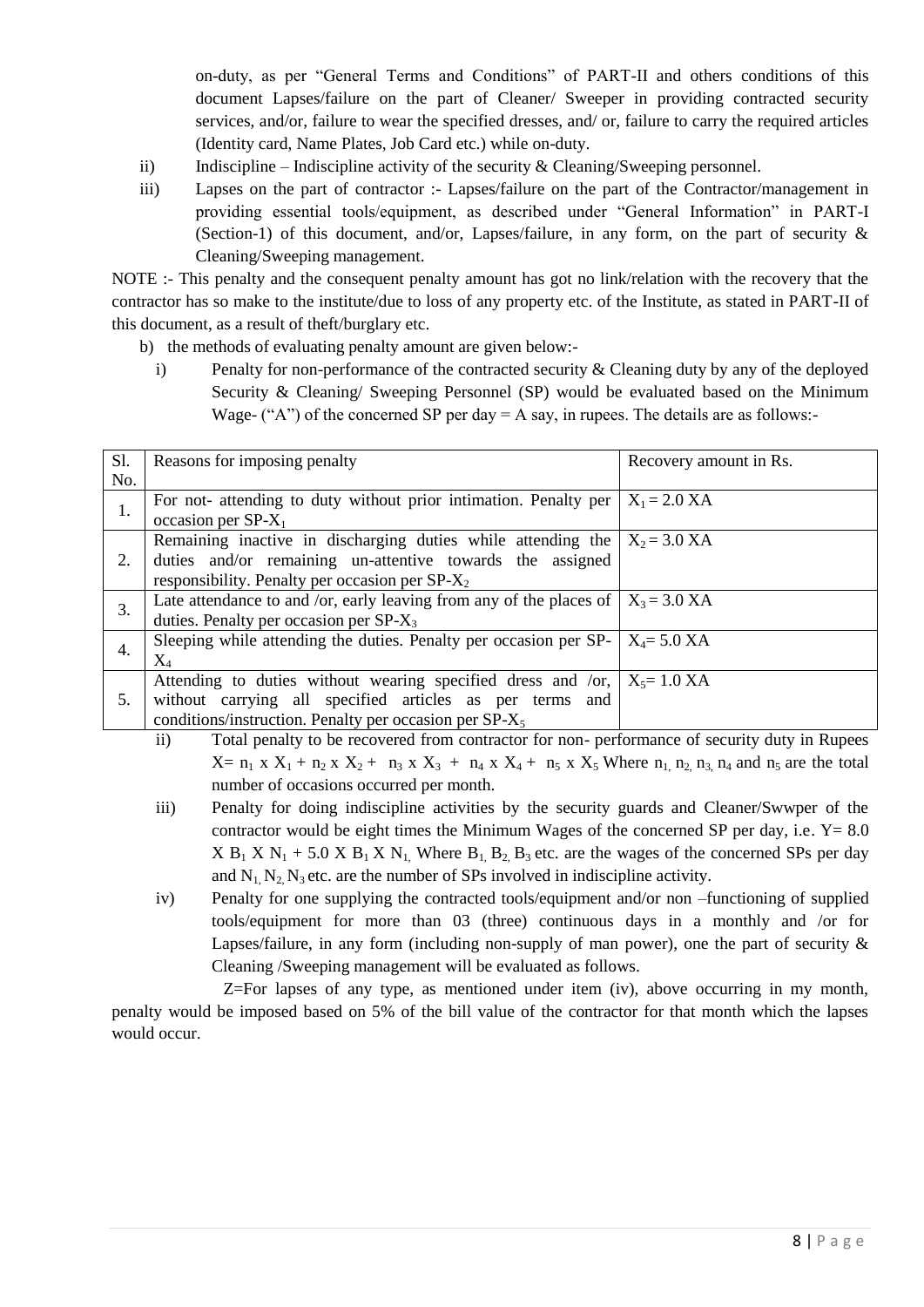on-duty, as per "General Terms and Conditions" of PART-II and others conditions of this document Lapses/failure on the part of Cleaner/ Sweeper in providing contracted security services, and/or, failure to wear the specified dresses, and/ or, failure to carry the required articles (Identity card, Name Plates, Job Card etc.) while on-duty.

ii) Indiscipline – Indiscipline activity of the security & Cleaning/Sweeping personnel.

iii) Lapses on the part of contractor :- Lapses/failure on the part of the Contractor/management in providing essential tools/equipment, as described under "General Information" in PART-I (Section-1) of this document, and/or, Lapses/failure, in any form, on the part of security & Cleaning/Sweeping management.

NOTE :- This penalty and the consequent penalty amount has got no link/relation with the recovery that the contractor has so make to the institute/due to loss of any property etc. of the Institute, as stated in PART-II of this document, as a result of theft/burglary etc.

b) the methods of evaluating penalty amount are given below:-

i) Penalty for non-performance of the contracted security & Cleaning duty by any of the deployed Security & Cleaning/ Sweeping Personnel (SP) would be evaluated based on the Minimum Wage- ("A") of the concerned SP per day = A say, in rupees. The details are as follows:-

| Sl. No. | Reasons for imposing penalty | Recovery amount in Rs. |
|---|---|---|
| 1. | For not- attending to duty without prior intimation. Penalty per occasion per SP-$X_1$ | $X_1 = 2.0$ XA |
| 2. | Remaining inactive in discharging duties while attending the duties and/or remaining un-attentive towards the assigned responsibility. Penalty per occasion per SP-$X_2$ | $X_2 = 3.0$ XA |
| 3. | Late attendance to and /or, early leaving from any of the places of duties. Penalty per occasion per SP-$X_3$ | $X_3 = 3.0$ XA |
| 4. | Sleeping while attending the duties. Penalty per occasion per SP-$X_4$ | $X_4 = 5.0$ XA |
| 5. | Attending to duties without wearing specified dress and /or, without carrying all specified articles as per terms and conditions/instruction. Penalty per occasion per SP-$X_5$ | $X_5 = 1.0$ XA |

ii) Total penalty to be recovered from contractor for non- performance of security duty in Rupees $X = n_1 \times X_1 + n_2 \times X_2 + n_3 \times X_3 + n_4 \times X_4 + n_5 \times X_5$ Where $n_1, n_2, n_3, n_4$ and $n_5$ are the total number of occasions occurred per month.

iii) Penalty for doing indiscipline activities by the security guards and Cleaner/Swwper of the contractor would be eight times the Minimum Wages of the concerned SP per day, i.e. $Y = 8.0 \times B_1 \times N_1 + 5.0 \times B_1 \times N_1$, Where $B_1, B_2, B_3$ etc. are the wages of the concerned SPs per day and $N_1, N_2, N_3$ etc. are the number of SPs involved in indiscipline activity.

iv) Penalty for one supplying the contracted tools/equipment and/or non –functioning of supplied tools/equipment for more than 03 (three) continuous days in a monthly and /or for Lapses/failure, in any form (including non-supply of man power), one the part of security & Cleaning /Sweeping management will be evaluated as follows.

Z=For lapses of any type, as mentioned under item (iv), above occurring in my month, penalty would be imposed based on 5% of the bill value of the contractor for that month which the lapses would occur.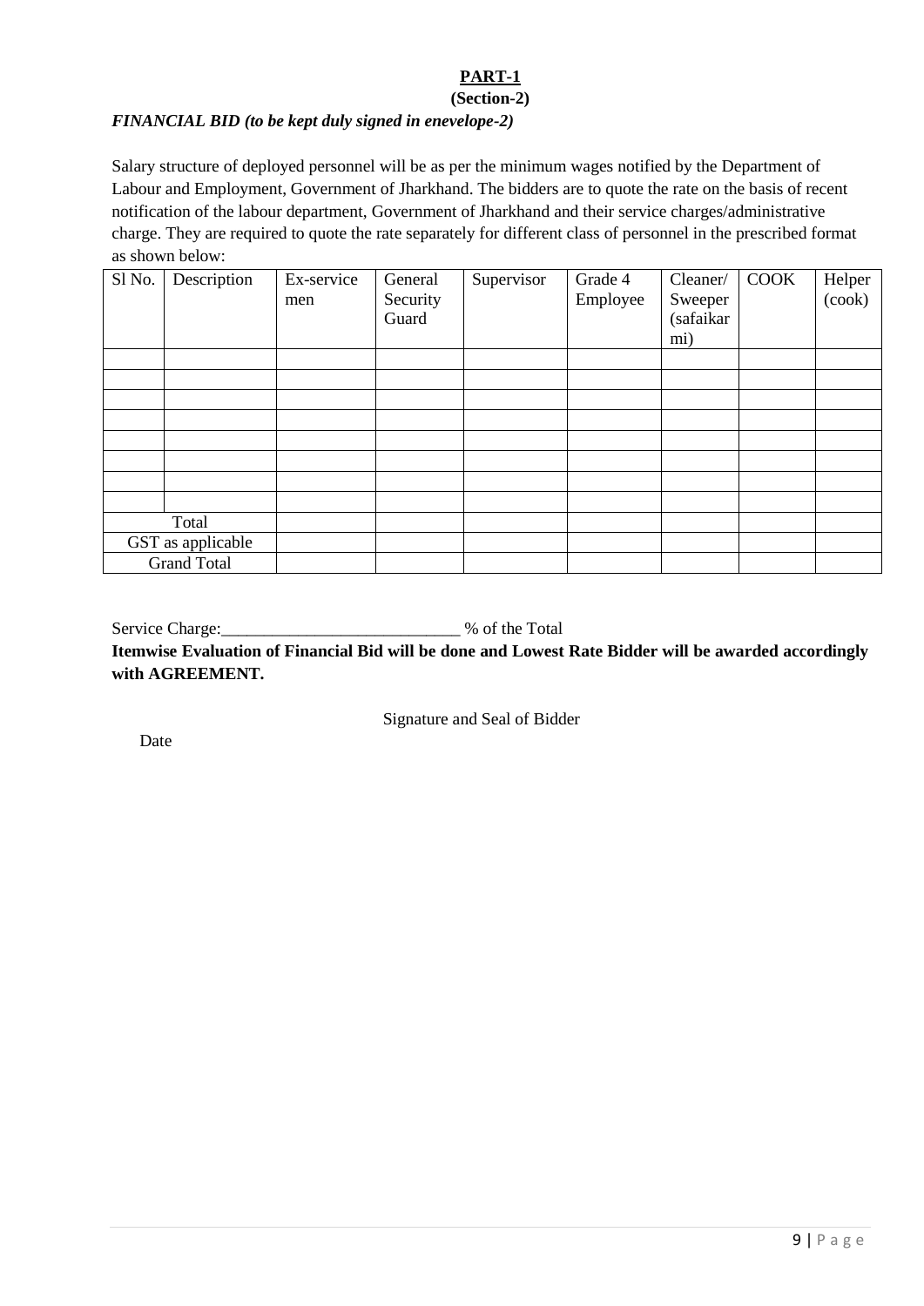**PART-1**

**(Section-2)**

***FINANCIAL BID (to be kept duly signed in enevelope-2)***

Salary structure of deployed personnel will be as per the minimum wages notified by the Department of Labour and Employment, Government of Jharkhand. The bidders are to quote the rate on the basis of recent notification of the labour department, Government of Jharkhand and their service charges/administrative charge. They are required to quote the rate separately for different class of personnel in the prescribed format as shown below:

| Sl No. | Description | Ex-service men | General Security Guard | Supervisor | Grade 4 Employee | Cleaner/ Sweeper (safaikarmi) | COOK | Helper (cook) |
|---|---|---|---|---|---|---|---|---|
| | | | | | | | | |
| | | | | | | | | |
| | | | | | | | | |
| | | | | | | | | |
| | | | | | | | | |
| | | | | | | | | |
| | | | | | | | | |
| | | | | | | | | |
| Total | | | | | | | | |
| GST as applicable | | | | | | | | |
| Grand Total | | | | | | | | |

Service Charge:___________________________ % of the Total

**Itemwise Evaluation of Financial Bid will be done and Lowest Rate Bidder will be awarded accordingly with AGREEMENT.**

Signature and Seal of Bidder

Date